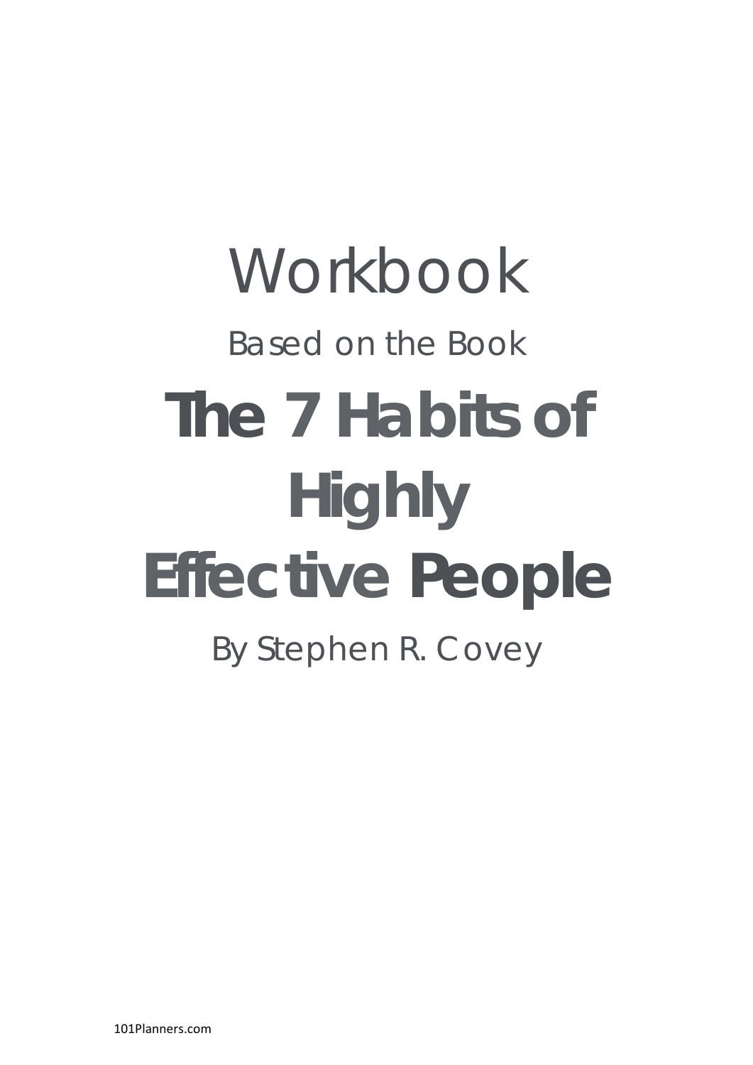# Workbook

Based on the Book

# The 7 Habits of Highly Effective People

By Stephen R. Covey

101Planners.com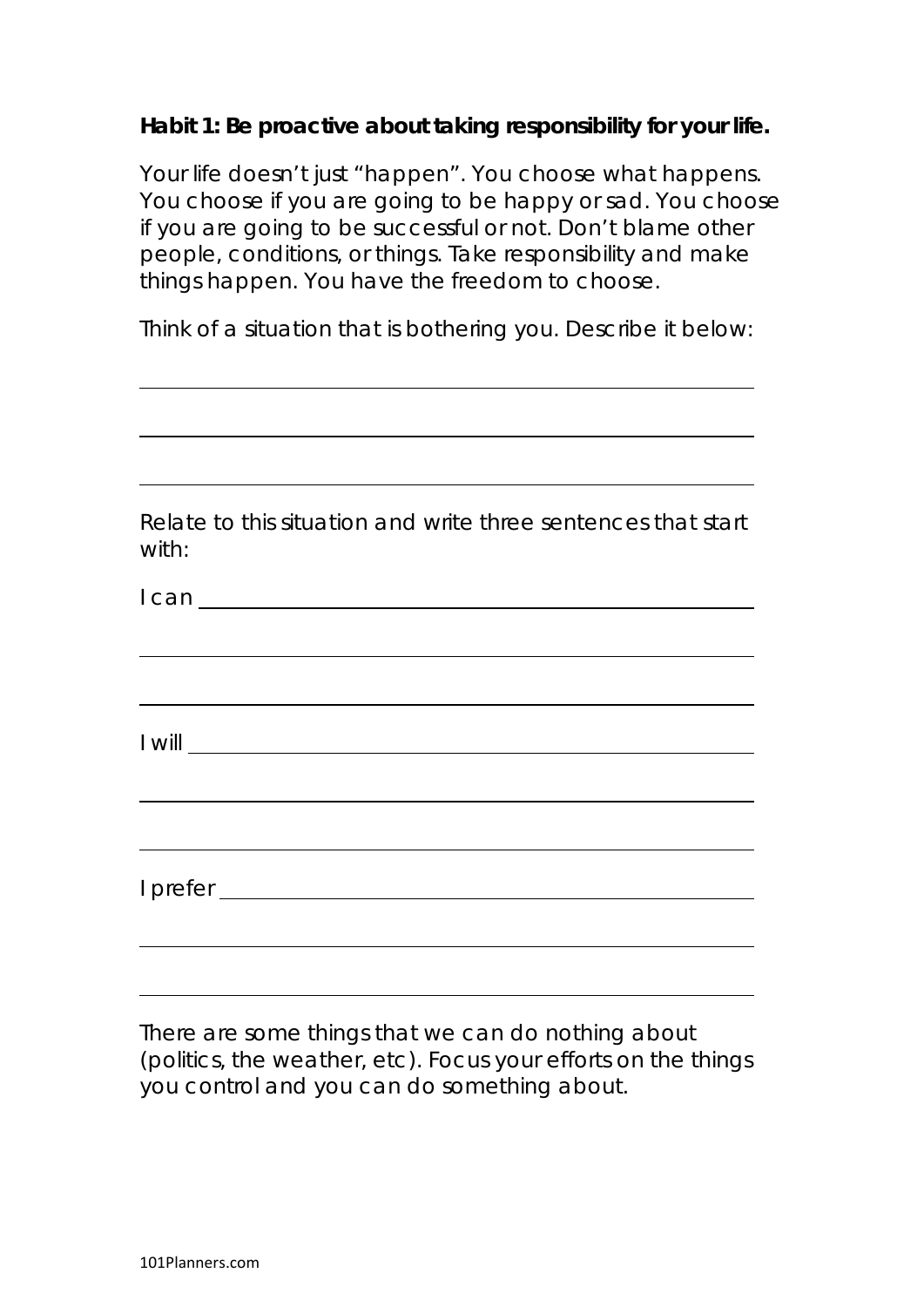**Habit 1: Be proactive about taking responsibility for your life.**

Your life doesn't just "happen". You choose what happens. You choose if you are going to be happy or sad. You choose if you are going to be successful or not. Don't blame other people, conditions, or things. Take responsibility and make things happen. You have the freedom to choose.

Think of a situation that is bothering you. Describe it below:

\_\_\_\_\_\_\_\_\_\_\_\_\_\_\_\_\_\_\_\_\_\_\_\_\_\_\_\_\_\_\_\_\_\_\_\_\_\_\_\_\_\_\_\_\_\_\_\_

\_\_\_\_\_\_\_\_\_\_\_\_\_\_\_\_\_\_\_\_\_\_\_\_\_\_\_\_\_\_\_\_\_\_\_\_\_\_\_\_\_\_\_\_\_\_\_\_

\_\_\_\_\_\_\_\_\_\_\_\_\_\_\_\_\_\_\_\_\_\_\_\_\_\_\_\_\_\_\_\_\_\_\_\_\_\_\_\_\_\_\_\_\_\_\_\_

Relate to this situation and write three sentences that start with:

I can \_\_\_\_\_\_\_\_\_\_\_\_\_\_\_\_\_\_\_\_\_\_\_\_\_\_\_\_\_\_\_\_\_\_\_\_\_\_\_\_\_\_\_\_

\_\_\_\_\_\_\_\_\_\_\_\_\_\_\_\_\_\_\_\_\_\_\_\_\_\_\_\_\_\_\_\_\_\_\_\_\_\_\_\_\_\_\_\_\_\_\_\_

\_\_\_\_\_\_\_\_\_\_\_\_\_\_\_\_\_\_\_\_\_\_\_\_\_\_\_\_\_\_\_\_\_\_\_\_\_\_\_\_\_\_\_\_\_\_\_\_

I will \_\_\_\_\_\_\_\_\_\_\_\_\_\_\_\_\_\_\_\_\_\_\_\_\_\_\_\_\_\_\_\_\_\_\_\_\_\_\_\_\_\_\_\_

\_\_\_\_\_\_\_\_\_\_\_\_\_\_\_\_\_\_\_\_\_\_\_\_\_\_\_\_\_\_\_\_\_\_\_\_\_\_\_\_\_\_\_\_\_\_\_\_

\_\_\_\_\_\_\_\_\_\_\_\_\_\_\_\_\_\_\_\_\_\_\_\_\_\_\_\_\_\_\_\_\_\_\_\_\_\_\_\_\_\_\_\_\_\_\_\_

I prefer \_\_\_\_\_\_\_\_\_\_\_\_\_\_\_\_\_\_\_\_\_\_\_\_\_\_\_\_\_\_\_\_\_\_\_\_\_\_\_\_\_\_

\_\_\_\_\_\_\_\_\_\_\_\_\_\_\_\_\_\_\_\_\_\_\_\_\_\_\_\_\_\_\_\_\_\_\_\_\_\_\_\_\_\_\_\_\_\_\_\_

\_\_\_\_\_\_\_\_\_\_\_\_\_\_\_\_\_\_\_\_\_\_\_\_\_\_\_\_\_\_\_\_\_\_\_\_\_\_\_\_\_\_\_\_\_\_\_\_

There are some things that we can do nothing about (politics, the weather, etc). Focus your efforts on the things you control and you can do something about.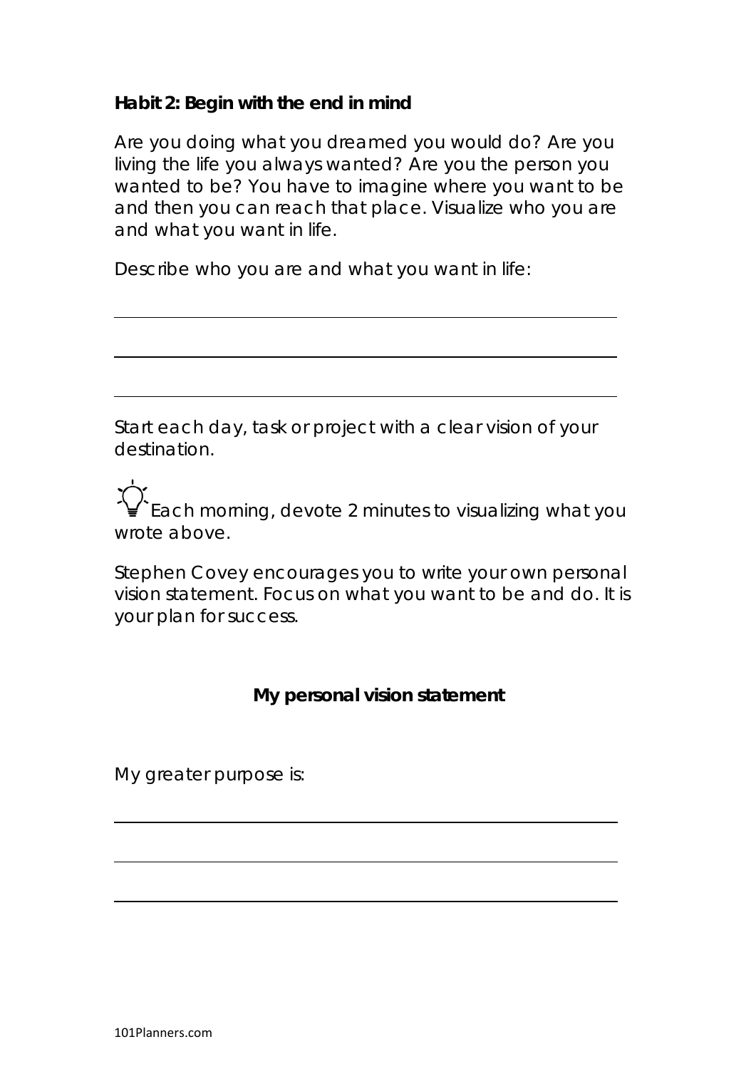**Habit 2: Begin with the end in mind**

Are you doing what you dreamed you would do? Are you living the life you always wanted? Are you the person you wanted to be? You have to imagine where you want to be and then you can reach that place. Visualize who you are and what you want in life.

Describe who you are and what you want in life:

---

---

---

Start each day, task or project with a clear vision of your destination.

💡 Each morning, devote 2 minutes to visualizing what you wrote above.

Stephen Covey encourages you to write your own personal vision statement. Focus on what you want to be and do. It is your plan for success.

**My personal vision statement**

My greater purpose is:

---

---

---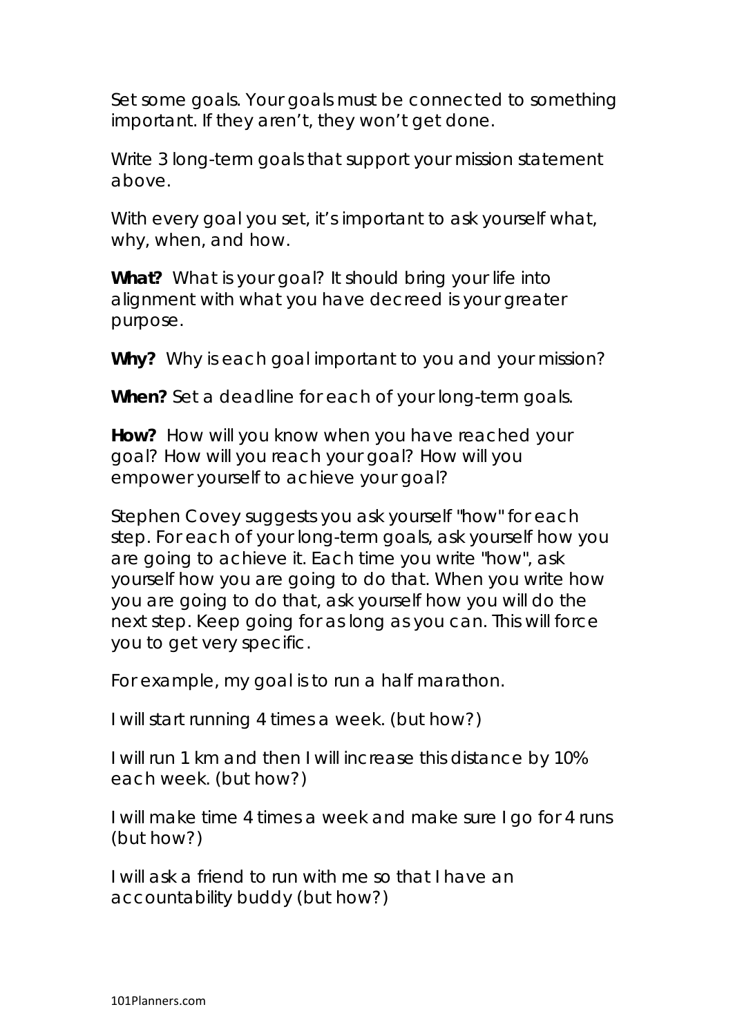Set some goals. Your goals must be connected to something important. If they aren't, they won't get done.

Write 3 long-term goals that support your mission statement above.

With every goal you set, it's important to ask yourself what, why, when, and how.

**What?** What is your goal? It should bring your life into alignment with what you have decreed is your greater purpose.

**Why?** Why is each goal important to you and your mission?

**When?** Set a deadline for each of your long-term goals.

**How?** How will you know when you have reached your goal? How will you reach your goal? How will you empower yourself to achieve your goal?

Stephen Covey suggests you ask yourself "how" for each step. For each of your long-term goals, ask yourself how you are going to achieve it. Each time you write "how", ask yourself how you are going to do that. When you write how you are going to do that, ask yourself how you will do the next step. Keep going for as long as you can. This will force you to get very specific.

For example, my goal is to run a half marathon.

I will start running 4 times a week. (but how?)

I will run 1 km and then I will increase this distance by 10% each week. (but how?)

I will make time 4 times a week and make sure I go for 4 runs (but how?)

I will ask a friend to run with me so that I have an accountability buddy (but how?)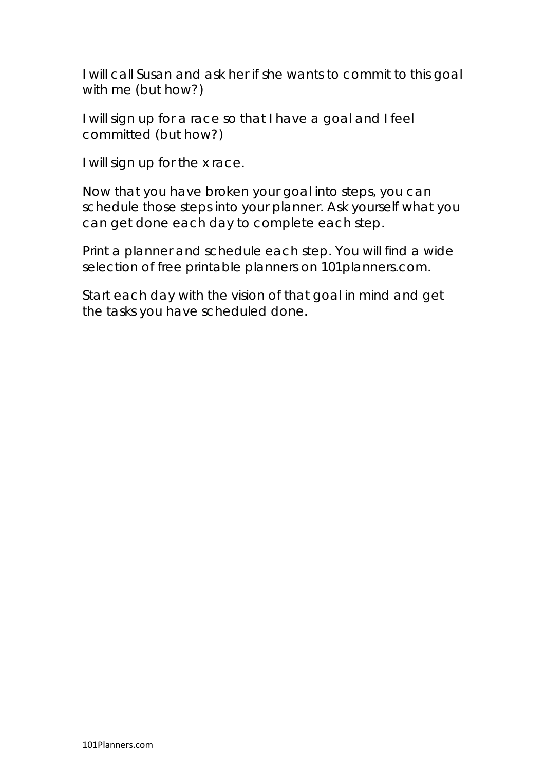I will call Susan and ask her if she wants to commit to this goal with me (but how?)

I will sign up for a race so that I have a goal and I feel committed (but how?)

I will sign up for the x race.

Now that you have broken your goal into steps, you can schedule those steps into your planner. Ask yourself what you can get done each day to complete each step.

Print a planner and schedule each step. You will find a wide selection of free printable planners on 101planners.com.

Start each day with the vision of that goal in mind and get the tasks you have scheduled done.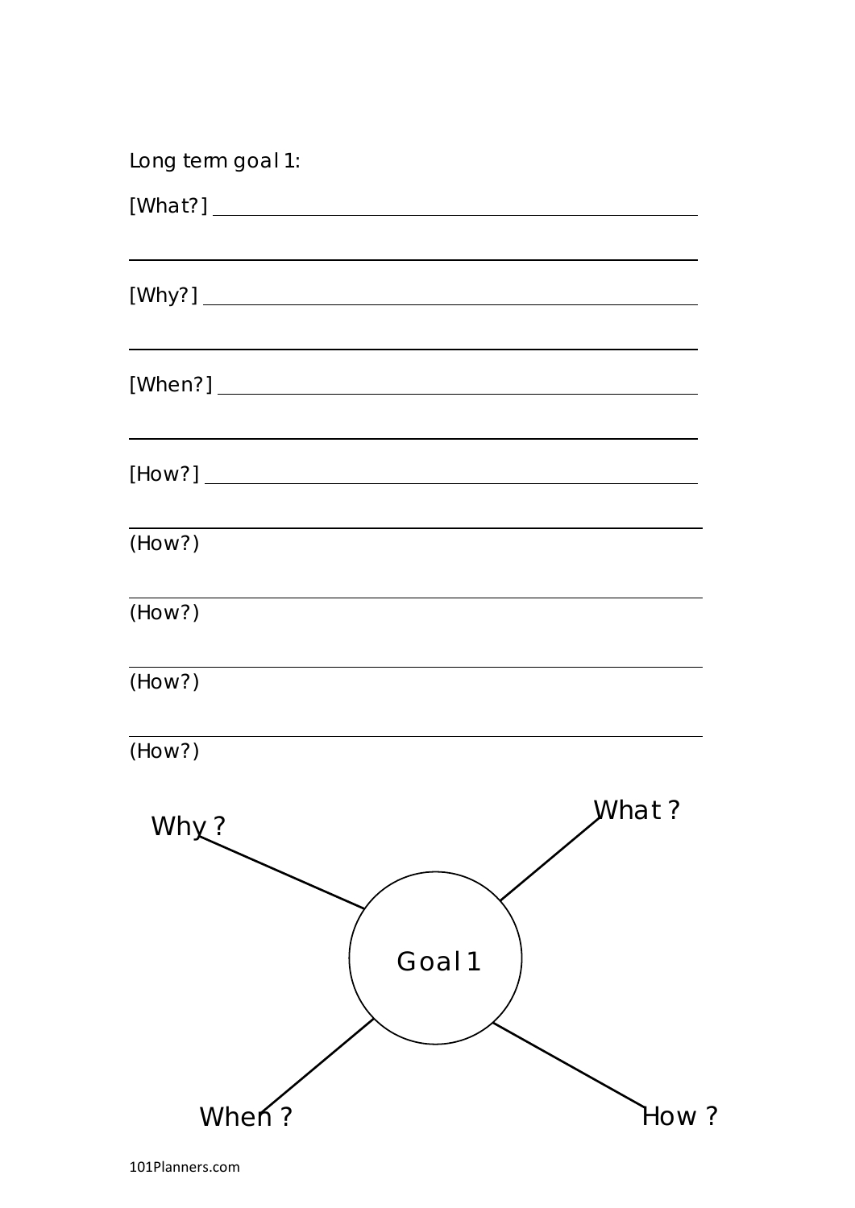Long term goal 1:

[What?] ______________________________________________

______________________________________________________

[Why?] _______________________________________________

______________________________________________________

[When?] ______________________________________________

______________________________________________________

[How?] _______________________________________________

______________________________________________________

(How?)

______________________________________________________

(How?)

______________________________________________________

(How?)

______________________________________________________

(How?)

Why ?

What ?

Goal 1

When ?

How ?

101Planners.com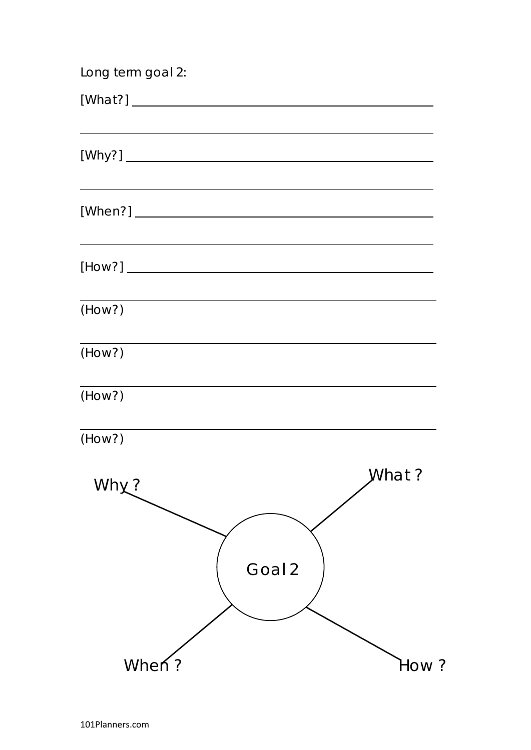Long term goal 2:

[What?] ________________________________________________

________________________________________________________

[Why?] ________________________________________________

________________________________________________________

[When?] ________________________________________________

________________________________________________________

[How?] ________________________________________________

________________________________________________________

(How?)

________________________________________________________

(How?)

________________________________________________________

(How?)

________________________________________________________

(How?)

Why ?

What ?

Goal 2

When ?

How ?

101Planners.com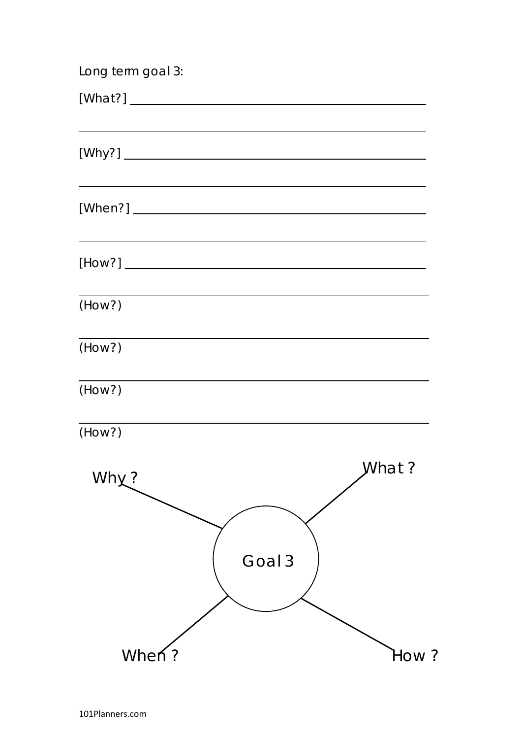Long term goal 3:

[What?] \_\_\_\_\_\_\_\_\_\_\_\_\_\_\_\_\_\_\_\_\_\_\_\_\_\_\_\_\_\_\_\_\_\_\_\_\_\_\_\_

\_\_\_\_\_\_\_\_\_\_\_\_\_\_\_\_\_\_\_\_\_\_\_\_\_\_\_\_\_\_\_\_\_\_\_\_\_\_\_\_\_\_\_\_\_\_\_\_

[Why?] \_\_\_\_\_\_\_\_\_\_\_\_\_\_\_\_\_\_\_\_\_\_\_\_\_\_\_\_\_\_\_\_\_\_\_\_\_\_\_\_

\_\_\_\_\_\_\_\_\_\_\_\_\_\_\_\_\_\_\_\_\_\_\_\_\_\_\_\_\_\_\_\_\_\_\_\_\_\_\_\_\_\_\_\_\_\_\_\_

[When?] \_\_\_\_\_\_\_\_\_\_\_\_\_\_\_\_\_\_\_\_\_\_\_\_\_\_\_\_\_\_\_\_\_\_\_\_\_\_\_\_

\_\_\_\_\_\_\_\_\_\_\_\_\_\_\_\_\_\_\_\_\_\_\_\_\_\_\_\_\_\_\_\_\_\_\_\_\_\_\_\_\_\_\_\_\_\_\_\_

[How?] \_\_\_\_\_\_\_\_\_\_\_\_\_\_\_\_\_\_\_\_\_\_\_\_\_\_\_\_\_\_\_\_\_\_\_\_\_\_\_\_

\_\_\_\_\_\_\_\_\_\_\_\_\_\_\_\_\_\_\_\_\_\_\_\_\_\_\_\_\_\_\_\_\_\_\_\_\_\_\_\_\_\_\_\_\_\_\_\_

(How?)

\_\_\_\_\_\_\_\_\_\_\_\_\_\_\_\_\_\_\_\_\_\_\_\_\_\_\_\_\_\_\_\_\_\_\_\_\_\_\_\_\_\_\_\_\_\_\_\_

(How?)

\_\_\_\_\_\_\_\_\_\_\_\_\_\_\_\_\_\_\_\_\_\_\_\_\_\_\_\_\_\_\_\_\_\_\_\_\_\_\_\_\_\_\_\_\_\_\_\_

(How?)

\_\_\_\_\_\_\_\_\_\_\_\_\_\_\_\_\_\_\_\_\_\_\_\_\_\_\_\_\_\_\_\_\_\_\_\_\_\_\_\_\_\_\_\_\_\_\_\_

(How?)

Why ?

What ?

Goal 3

When ?

How ?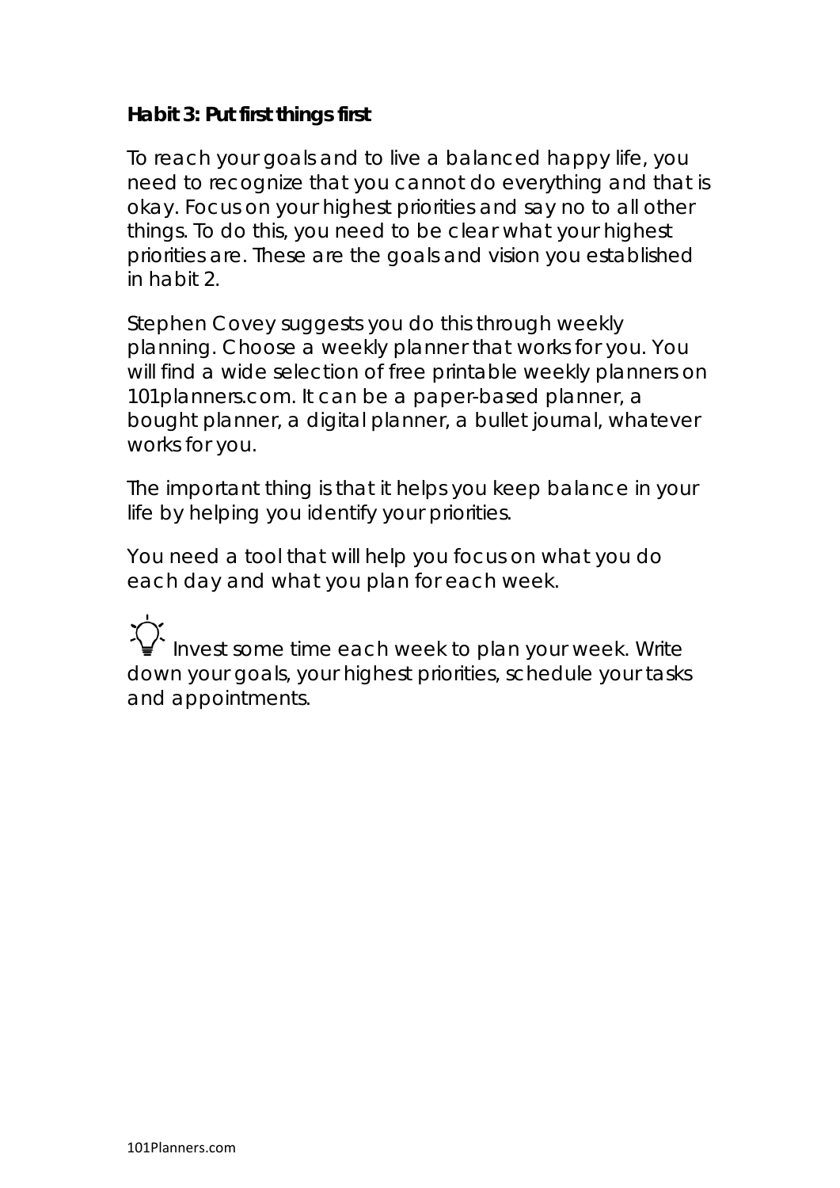**Habit 3: Put first things first**

To reach your goals and to live a balanced happy life, you need to recognize that you cannot do everything and that is okay. Focus on your highest priorities and say no to all other things. To do this, you need to be clear what your highest priorities are. These are the goals and vision you established in habit 2.

Stephen Covey suggests you do this through weekly planning. Choose a weekly planner that works for you. You will find a wide selection of free printable weekly planners on 101planners.com. It can be a paper-based planner, a bought planner, a digital planner, a bullet journal, whatever works for you.

The important thing is that it helps you keep balance in your life by helping you identify your priorities.

You need a tool that will help you focus on what you do each day and what you plan for each week.

Invest some time each week to plan your week. Write down your goals, your highest priorities, schedule your tasks and appointments.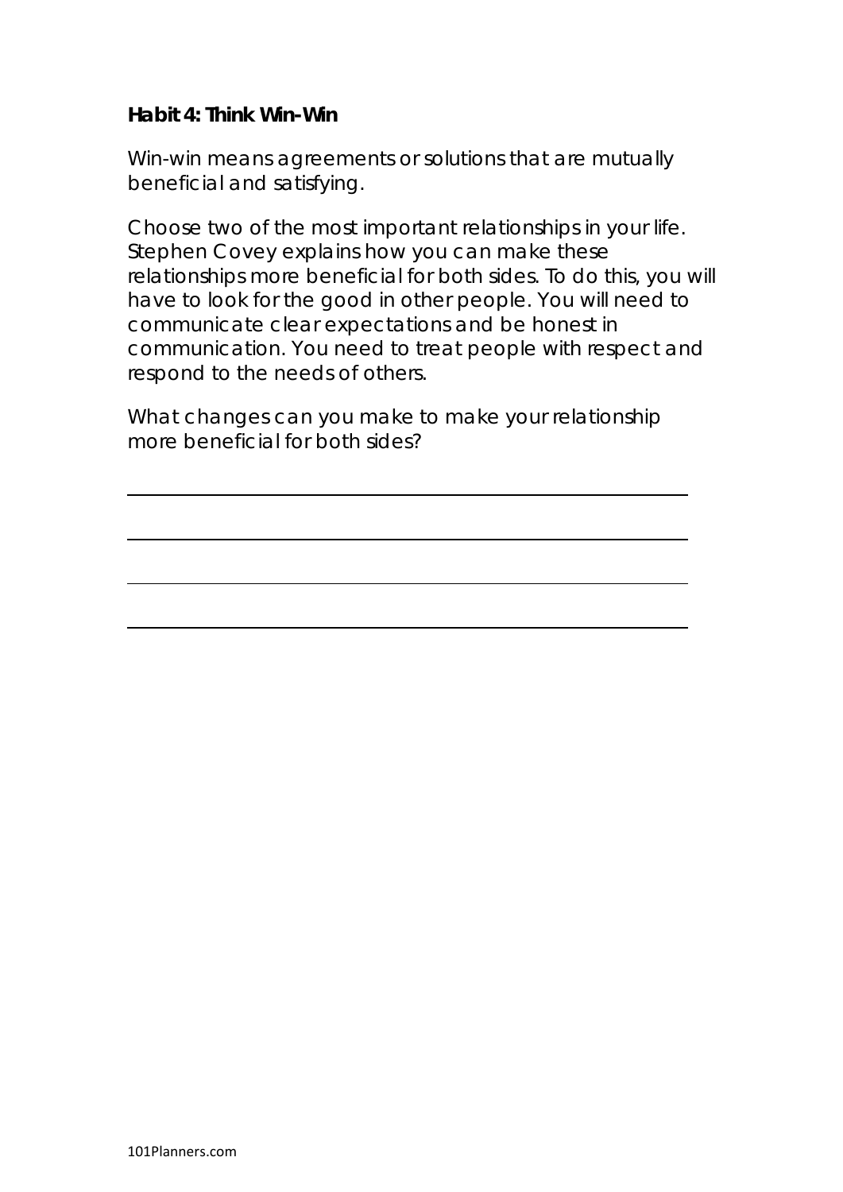**Habit 4: Think Win-Win**

Win-win means agreements or solutions that are mutually beneficial and satisfying.

Choose two of the most important relationships in your life. Stephen Covey explains how you can make these relationships more beneficial for both sides. To do this, you will have to look for the good in other people. You will need to communicate clear expectations and be honest in communication. You need to treat people with respect and respond to the needs of others.

What changes can you make to make your relationship more beneficial for both sides?

\_\_\_\_\_\_\_\_\_\_\_\_\_\_\_\_\_\_\_\_\_\_\_\_\_\_\_\_\_\_\_\_\_\_\_\_\_\_\_\_\_\_\_\_\_\_\_\_

\_\_\_\_\_\_\_\_\_\_\_\_\_\_\_\_\_\_\_\_\_\_\_\_\_\_\_\_\_\_\_\_\_\_\_\_\_\_\_\_\_\_\_\_\_\_\_\_

\_\_\_\_\_\_\_\_\_\_\_\_\_\_\_\_\_\_\_\_\_\_\_\_\_\_\_\_\_\_\_\_\_\_\_\_\_\_\_\_\_\_\_\_\_\_\_\_

\_\_\_\_\_\_\_\_\_\_\_\_\_\_\_\_\_\_\_\_\_\_\_\_\_\_\_\_\_\_\_\_\_\_\_\_\_\_\_\_\_\_\_\_\_\_\_\_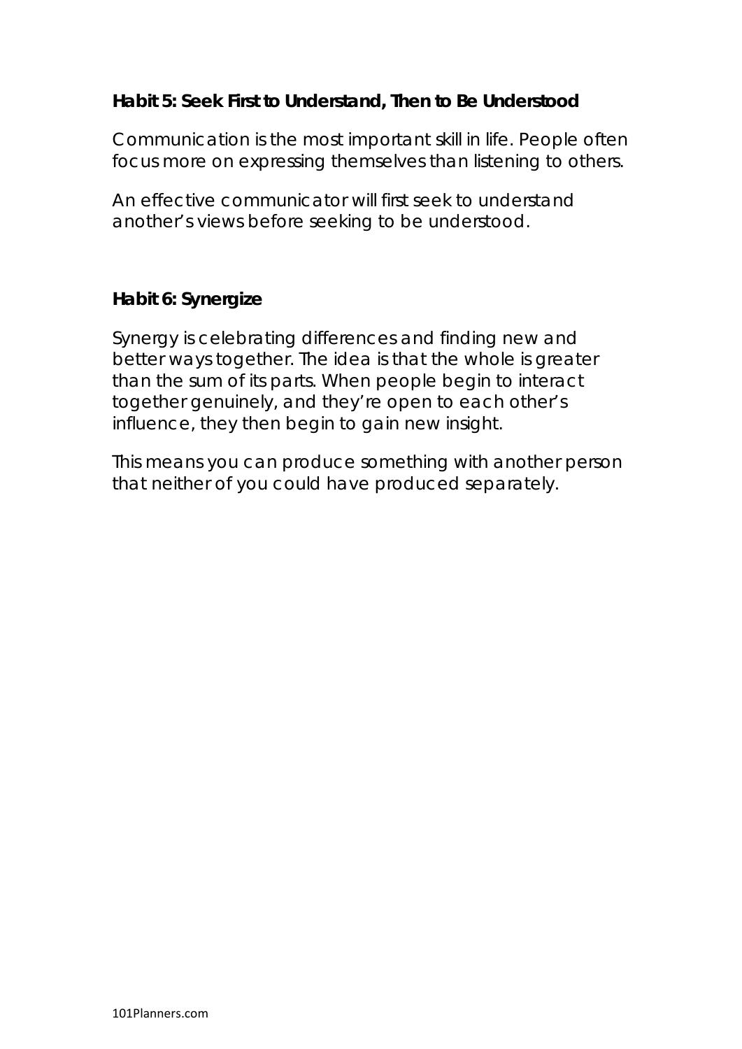**Habit 5: Seek First to Understand, Then to Be Understood**

Communication is the most important skill in life. People often focus more on expressing themselves than listening to others.

An effective communicator will first seek to understand another's views before seeking to be understood.

**Habit 6: Synergize**

Synergy is celebrating differences and finding new and better ways together. The idea is that the whole is greater than the sum of its parts. When people begin to interact together genuinely, and they're open to each other's influence, they then begin to gain new insight.

This means you can produce something with another person that neither of you could have produced separately.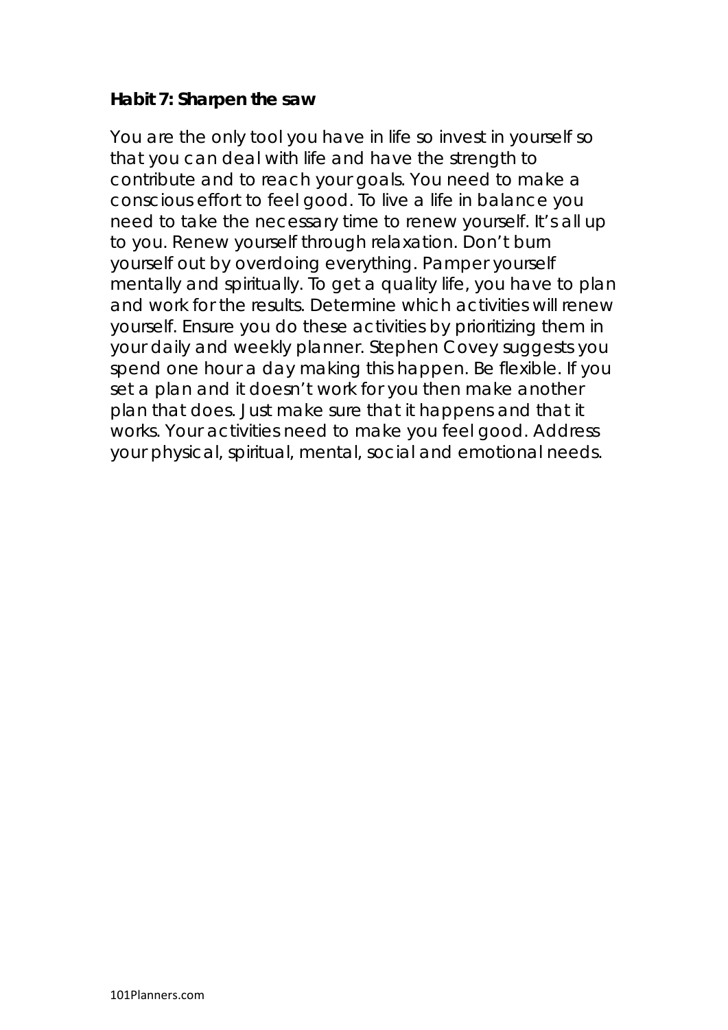**Habit 7: Sharpen the saw**

You are the only tool you have in life so invest in yourself so that you can deal with life and have the strength to contribute and to reach your goals. You need to make a conscious effort to feel good. To live a life in balance you need to take the necessary time to renew yourself. It's all up to you. Renew yourself through relaxation. Don't burn yourself out by overdoing everything. Pamper yourself mentally and spiritually. To get a quality life, you have to plan and work for the results. Determine which activities will renew yourself. Ensure you do these activities by prioritizing them in your daily and weekly planner. Stephen Covey suggests you spend one hour a day making this happen. Be flexible. If you set a plan and it doesn't work for you then make another plan that does. Just make sure that it happens and that it works. Your activities need to make you feel good. Address your physical, spiritual, mental, social and emotional needs.